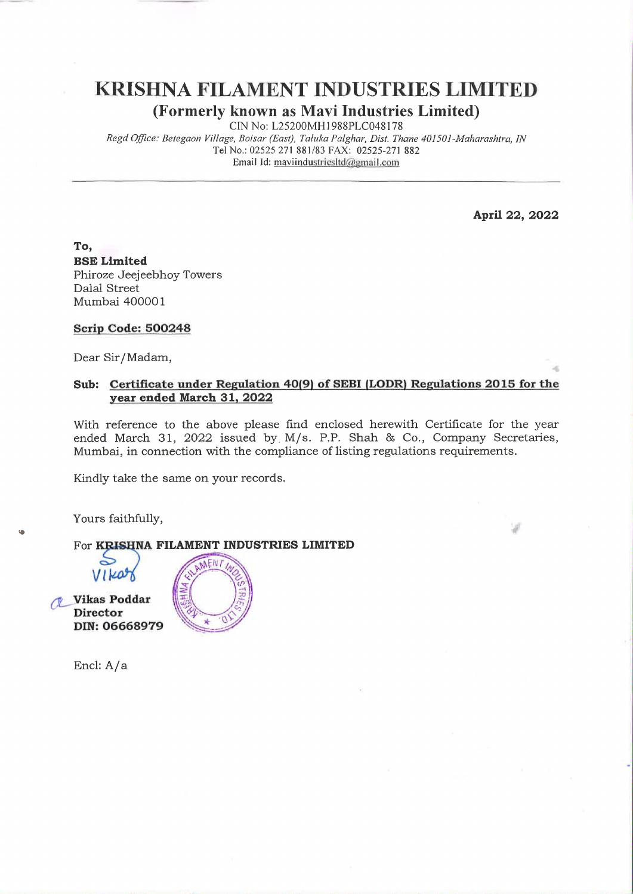# KRISHNA FILAMENT INDUSTRIES LIMITED

## (Formerly known as Mavi Industries Limited)

CIN No: L25200MH1988PLC048178
*Regd Office: Betegaon Village, Boisar (East), Taluka Palghar, Dist. Thane 401501-Maharashtra, IN*
Tel No.: 02525 271 881/83 FAX: 02525-271 882
Email Id: maviindustriesltd@gmail.com

**April 22, 2022**

**To,**
**BSE Limited**
Phiroze Jeejeebhoy Towers
Dalal Street
Mumbai 400001

**Scrip Code: 500248**

Dear Sir/Madam,

**Sub: Certificate under Regulation 40(9) of SEBI (LODR) Regulations 2015 for the year ended March 31, 2022**

With reference to the above please find enclosed herewith Certificate for the year ended March 31, 2022 issued by M/s. P.P. Shah & Co., Company Secretaries, Mumbai, in connection with the compliance of listing regulations requirements.

Kindly take the same on your records.

Yours faithfully,

For **KRISHNA FILAMENT INDUSTRIES LIMITED**

**Vikas Poddar**
**Director**
**DIN: 06668979**

Encl: A/a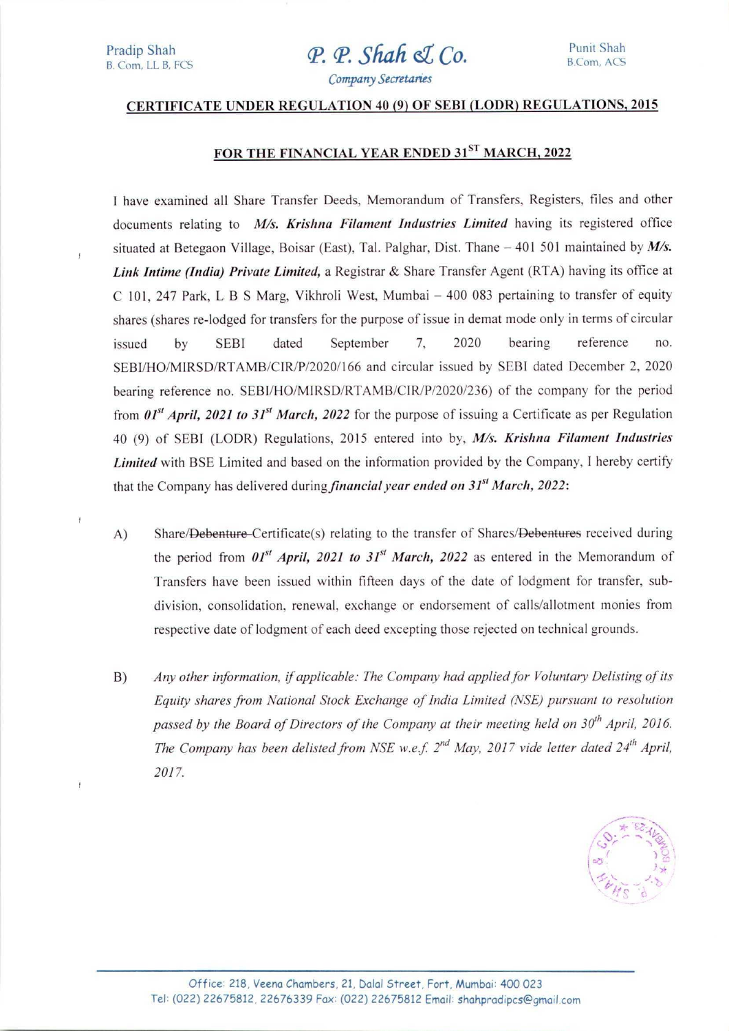Pradip Shah
B. Com, LL B, FCS

**P. P. Shah & Co.**
*Company Secretaries*

Punit Shah
B.Com, ACS

## CERTIFICATE UNDER REGULATION 40 (9) OF SEBI (LODR) REGULATIONS, 2015

## FOR THE FINANCIAL YEAR ENDED 31ST MARCH, 2022

I have examined all Share Transfer Deeds, Memorandum of Transfers, Registers, files and other documents relating to ***M/s. Krishna Filament Industries Limited*** having its registered office situated at Betegaon Village, Boisar (East), Tal. Palghar, Dist. Thane – 401 501 maintained by ***M/s. Link Intime (India) Private Limited,*** a Registrar & Share Transfer Agent (RTA) having its office at C 101, 247 Park, L B S Marg, Vikhroli West, Mumbai – 400 083 pertaining to transfer of equity shares (shares re-lodged for transfers for the purpose of issue in demat mode only in terms of circular issued by SEBI dated September 7, 2020 bearing reference no. SEBI/HO/MIRSD/RTAMB/CIR/P/2020/166 and circular issued by SEBI dated December 2, 2020 bearing reference no. SEBI/HO/MIRSD/RTAMB/CIR/P/2020/236) of the company for the period from ***01st April, 2021 to 31st March, 2022*** for the purpose of issuing a Certificate as per Regulation 40 (9) of SEBI (LODR) Regulations, 2015 entered into by, ***M/s. Krishna Filament Industries Limited*** with BSE Limited and based on the information provided by the Company, I hereby certify that the Company has delivered during ***financial year ended on 31st March, 2022***:

A) Share/~~Debenture~~ Certificate(s) relating to the transfer of Shares/~~Debentures~~ received during the period from ***01st April, 2021 to 31st March, 2022*** as entered in the Memorandum of Transfers have been issued within fifteen days of the date of lodgment for transfer, sub-division, consolidation, renewal, exchange or endorsement of calls/allotment monies from respective date of lodgment of each deed excepting those rejected on technical grounds.

B) *Any other information, if applicable: The Company had applied for Voluntary Delisting of its Equity shares from National Stock Exchange of India Limited (NSE) pursuant to resolution passed by the Board of Directors of the Company at their meeting held on 30th April, 2016. The Company has been delisted from NSE w.e.f. 2nd May, 2017 vide letter dated 24th April, 2017.*

Office: 218, Veena Chambers, 21, Dalal Street, Fort, Mumbai: 400 023
Tel: (022) 22675812, 22676339 Fax: (022) 22675812 Email: shahpradipcs@gmail.com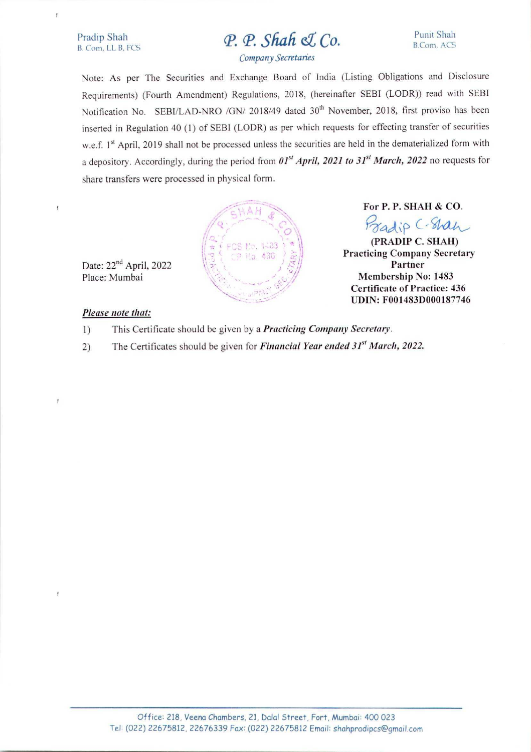Note: As per The Securities and Exchange Board of India (Listing Obligations and Disclosure Requirements) (Fourth Amendment) Regulations, 2018, (hereinafter SEBI (LODR)) read with SEBI Notification No. SEBI/LAD-NRO /GN/ 2018/49 dated 30th November, 2018, first proviso has been inserted in Regulation 40 (1) of SEBI (LODR) as per which requests for effecting transfer of securities w.e.f. 1st April, 2019 shall not be processed unless the securities are held in the dematerialized form with a depository. Accordingly, during the period from ***01st April, 2021 to 31st March, 2022*** no requests for share transfers were processed in physical form.

Date: 22nd April, 2022
Place: Mumbai

**For P. P. SHAH & CO.**

**(PRADIP C. SHAH)**
**Practicing Company Secretary**
**Partner**
**Membership No: 1483**
**Certificate of Practice: 436**
**UDIN: F001483D000187746**

***Please note that:***

1) This Certificate should be given by a ***Practicing Company Secretary***.
2) The Certificates should be given for ***Financial Year ended 31st March, 2022.***